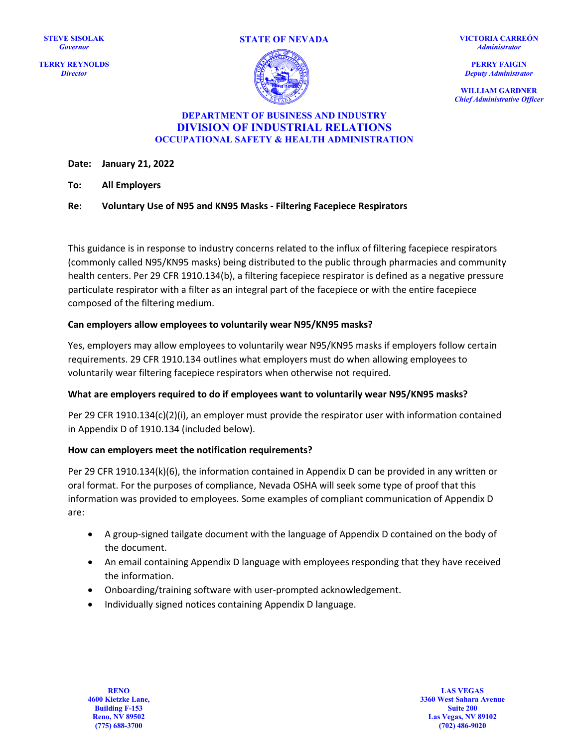**STEVE SISOLAK**
*Governor*

**TERRY REYNOLDS**
*Director*

**STATE OF NEVADA**

**VICTORIA CARREÓN**
*Administrator*

**PERRY FAIGIN**
*Deputy Administrator*

**WILLIAM GARDNER**
*Chief Administrative Officer*

**DEPARTMENT OF BUSINESS AND INDUSTRY**
**DIVISION OF INDUSTRIAL RELATIONS**
**OCCUPATIONAL SAFETY & HEALTH ADMINISTRATION**

**Date:** **January 21, 2022**

**To:** **All Employers**

**Re:** **Voluntary Use of N95 and KN95 Masks - Filtering Facepiece Respirators**

This guidance is in response to industry concerns related to the influx of filtering facepiece respirators (commonly called N95/KN95 masks) being distributed to the public through pharmacies and community health centers. Per 29 CFR 1910.134(b), a filtering facepiece respirator is defined as a negative pressure particulate respirator with a filter as an integral part of the facepiece or with the entire facepiece composed of the filtering medium.

**Can employers allow employees to voluntarily wear N95/KN95 masks?**

Yes, employers may allow employees to voluntarily wear N95/KN95 masks if employers follow certain requirements. 29 CFR 1910.134 outlines what employers must do when allowing employees to voluntarily wear filtering facepiece respirators when otherwise not required.

**What are employers required to do if employees want to voluntarily wear N95/KN95 masks?**

Per 29 CFR 1910.134(c)(2)(i), an employer must provide the respirator user with information contained in Appendix D of 1910.134 (included below).

**How can employers meet the notification requirements?**

Per 29 CFR 1910.134(k)(6), the information contained in Appendix D can be provided in any written or oral format. For the purposes of compliance, Nevada OSHA will seek some type of proof that this information was provided to employees. Some examples of compliant communication of Appendix D are:

- A group-signed tailgate document with the language of Appendix D contained on the body of the document.
- An email containing Appendix D language with employees responding that they have received the information.
- Onboarding/training software with user-prompted acknowledgement.
- Individually signed notices containing Appendix D language.

**RENO**
**4600 Kietzke Lane,**
**Building F-153**
**Reno, NV 89502**
**(775) 688-3700**

**LAS VEGAS**
**3360 West Sahara Avenue**
**Suite 200**
**Las Vegas, NV 89102**
**(702) 486-9020**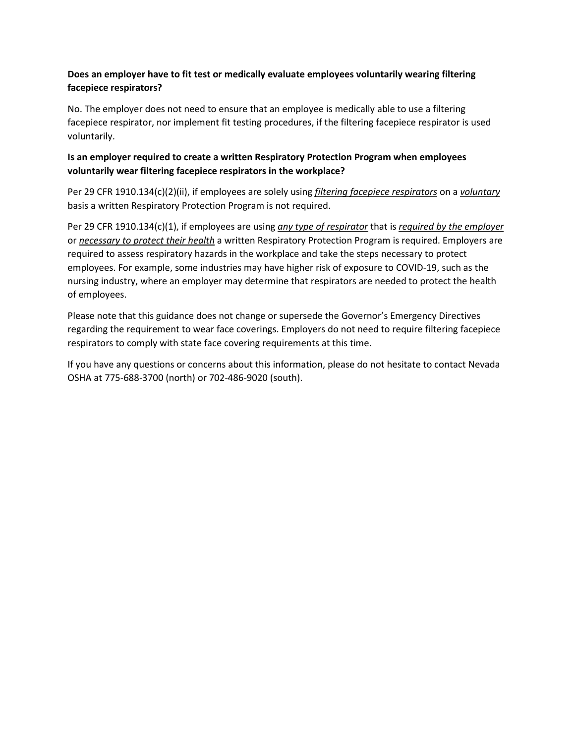**Does an employer have to fit test or medically evaluate employees voluntarily wearing filtering facepiece respirators?**

No. The employer does not need to ensure that an employee is medically able to use a filtering facepiece respirator, nor implement fit testing procedures, if the filtering facepiece respirator is used voluntarily.

**Is an employer required to create a written Respiratory Protection Program when employees voluntarily wear filtering facepiece respirators in the workplace?**

Per 29 CFR 1910.134(c)(2)(ii), if employees are solely using ***filtering facepiece respirators*** on a ***voluntary*** basis a written Respiratory Protection Program is not required.

Per 29 CFR 1910.134(c)(1), if employees are using ***any type of respirator*** that is ***required by the employer*** or ***necessary to protect their health*** a written Respiratory Protection Program is required. Employers are required to assess respiratory hazards in the workplace and take the steps necessary to protect employees. For example, some industries may have higher risk of exposure to COVID-19, such as the nursing industry, where an employer may determine that respirators are needed to protect the health of employees.

Please note that this guidance does not change or supersede the Governor's Emergency Directives regarding the requirement to wear face coverings. Employers do not need to require filtering facepiece respirators to comply with state face covering requirements at this time.

If you have any questions or concerns about this information, please do not hesitate to contact Nevada OSHA at 775-688-3700 (north) or 702-486-9020 (south).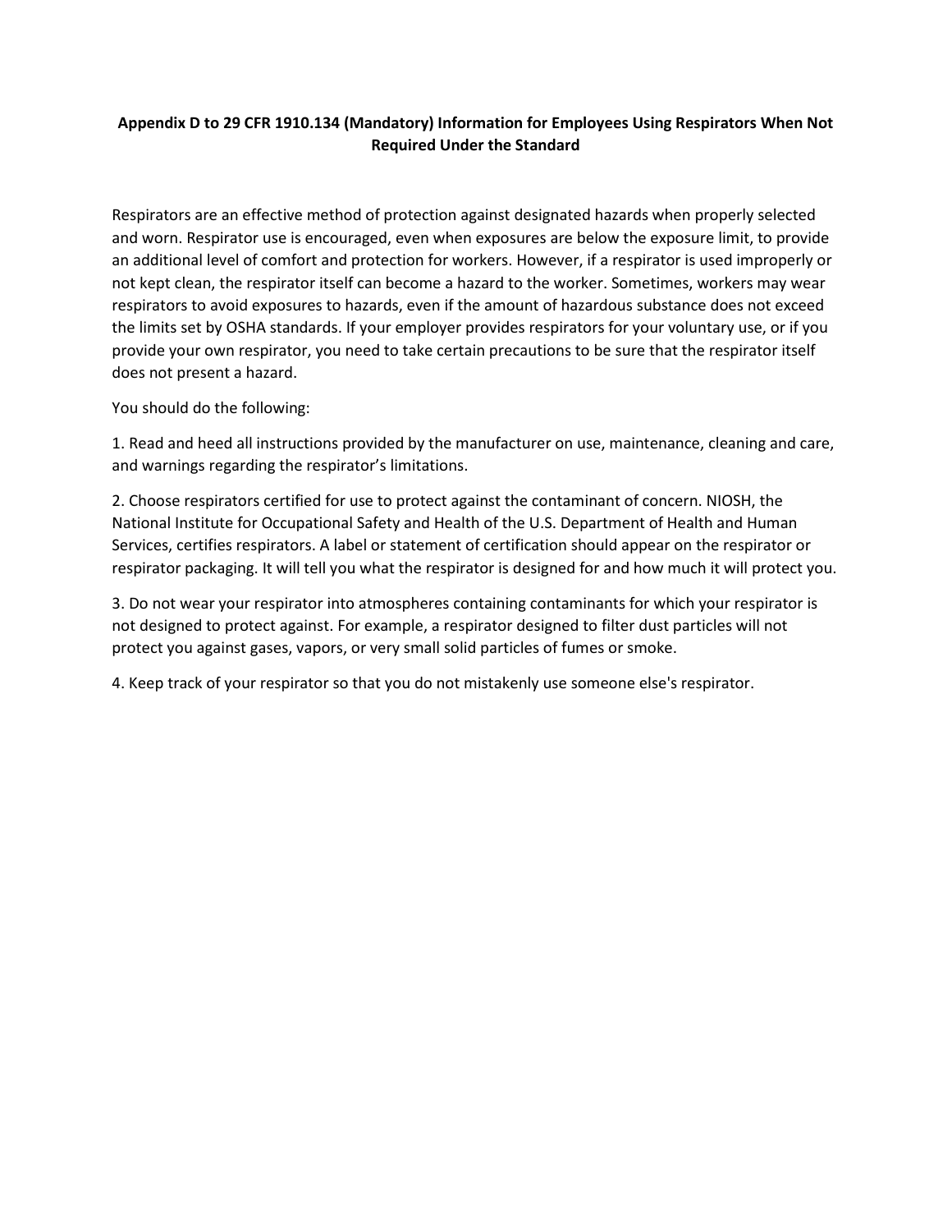**Appendix D to 29 CFR 1910.134 (Mandatory) Information for Employees Using Respirators When Not Required Under the Standard**

Respirators are an effective method of protection against designated hazards when properly selected and worn. Respirator use is encouraged, even when exposures are below the exposure limit, to provide an additional level of comfort and protection for workers. However, if a respirator is used improperly or not kept clean, the respirator itself can become a hazard to the worker. Sometimes, workers may wear respirators to avoid exposures to hazards, even if the amount of hazardous substance does not exceed the limits set by OSHA standards. If your employer provides respirators for your voluntary use, or if you provide your own respirator, you need to take certain precautions to be sure that the respirator itself does not present a hazard.

You should do the following:

1. Read and heed all instructions provided by the manufacturer on use, maintenance, cleaning and care, and warnings regarding the respirator's limitations.

2. Choose respirators certified for use to protect against the contaminant of concern. NIOSH, the National Institute for Occupational Safety and Health of the U.S. Department of Health and Human Services, certifies respirators. A label or statement of certification should appear on the respirator or respirator packaging. It will tell you what the respirator is designed for and how much it will protect you.

3. Do not wear your respirator into atmospheres containing contaminants for which your respirator is not designed to protect against. For example, a respirator designed to filter dust particles will not protect you against gases, vapors, or very small solid particles of fumes or smoke.

4. Keep track of your respirator so that you do not mistakenly use someone else's respirator.